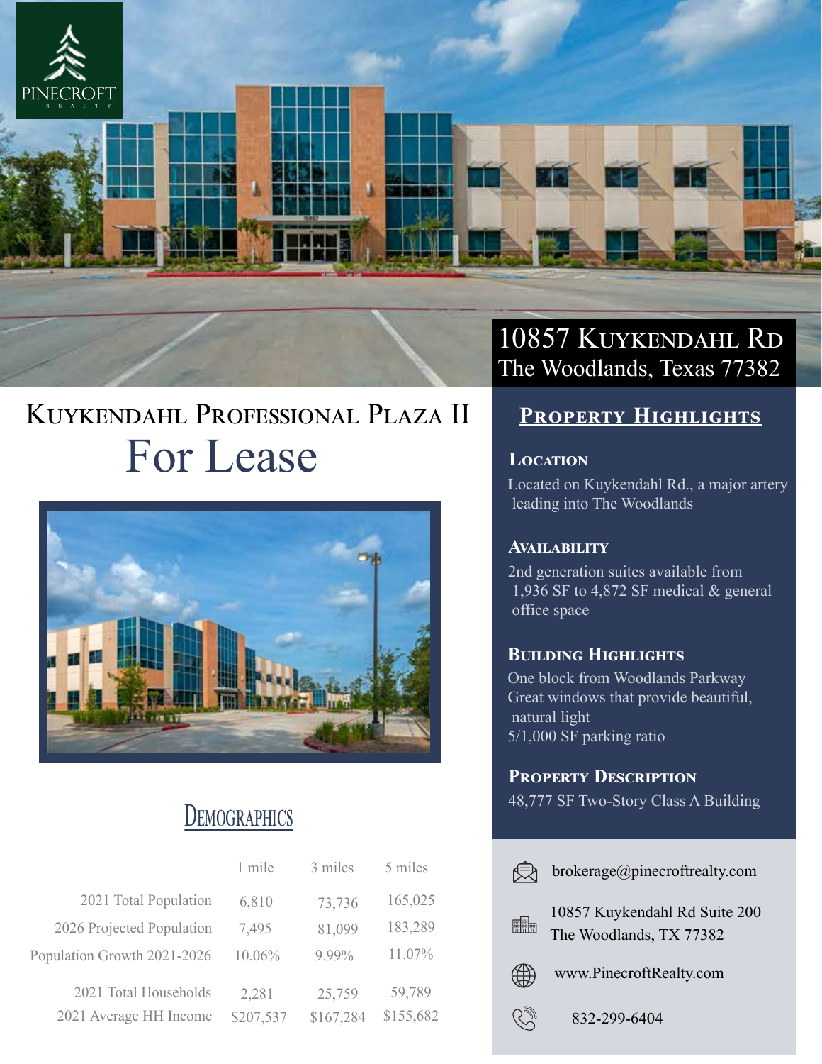PINECROFT
REALTY

# 10857 Kuykendahl Rd
The Woodlands, Texas 77382

# Kuykendahl Professional Plaza II
## For Lease

## Demographics

| | 1 mile | 3 miles | 5 miles |
|---|---|---|---|
| 2021 Total Population | 6,810 | 73,736 | 165,025 |
| 2026 Projected Population | 7,495 | 81,099 | 183,289 |
| Population Growth 2021-2026 | 10.06% | 9.99% | 11.07% |
| 2021 Total Households | 2,281 | 25,759 | 59,789 |
| 2021 Average HH Income | $207,537 | $167,284 | $155,682 |

## Property Highlights

### Location
Located on Kuykendahl Rd., a major artery leading into The Woodlands

### Availability
2nd generation suites available from 1,936 SF to 4,872 SF medical & general office space

### Building Highlights
One block from Woodlands Parkway
Great windows that provide beautiful, natural light
5/1,000 SF parking ratio

### Property Description
48,777 SF Two-Story Class A Building

brokerage@pinecroftrealty.com

10857 Kuykendahl Rd Suite 200
The Woodlands, TX 77382

www.PinecroftRealty.com

832-299-6404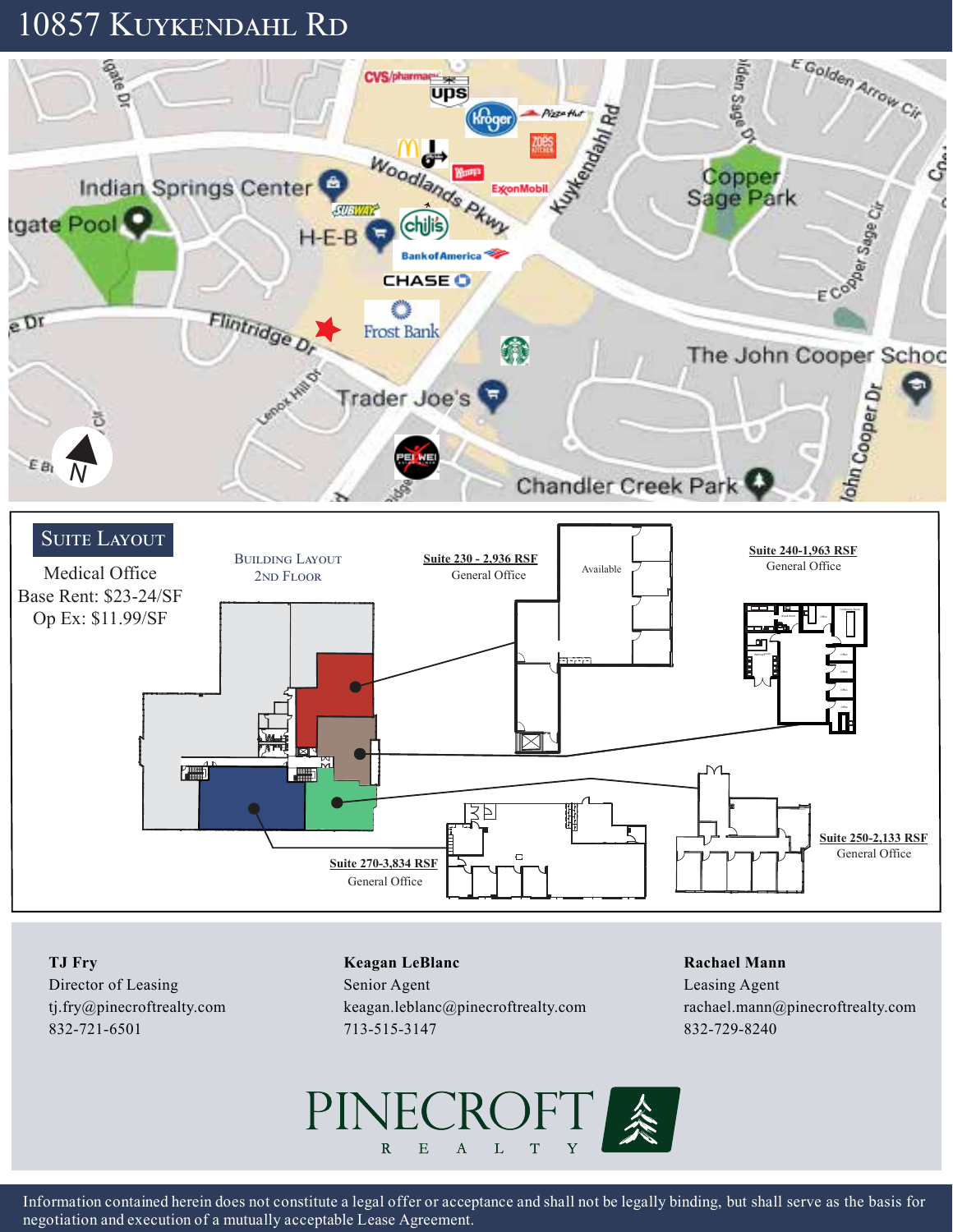# 10857 Kuykendahl Rd

## Suite Layout

Medical Office
Base Rent: $23-24/SF
Op Ex: $11.99/SF

Building Layout
2nd Floor

**Suite 230 - 2,936 RSF**
General Office

Available

**Suite 240-1,963 RSF**
General Office

**Suite 250-2,133 RSF**
General Office

**Suite 270-3,834 RSF**
General Office

**TJ Fry**
Director of Leasing
tj.fry@pinecroftrealty.com
832-721-6501

**Keagan LeBlanc**
Senior Agent
keagan.leblanc@pinecroftrealty.com
713-515-3147

**Rachael Mann**
Leasing Agent
rachael.mann@pinecroftrealty.com
832-729-8240

PINECROFT REALTY

Information contained herein does not constitute a legal offer or acceptance and shall not be legally binding, but shall serve as the basis for negotiation and execution of a mutually acceptable Lease Agreement.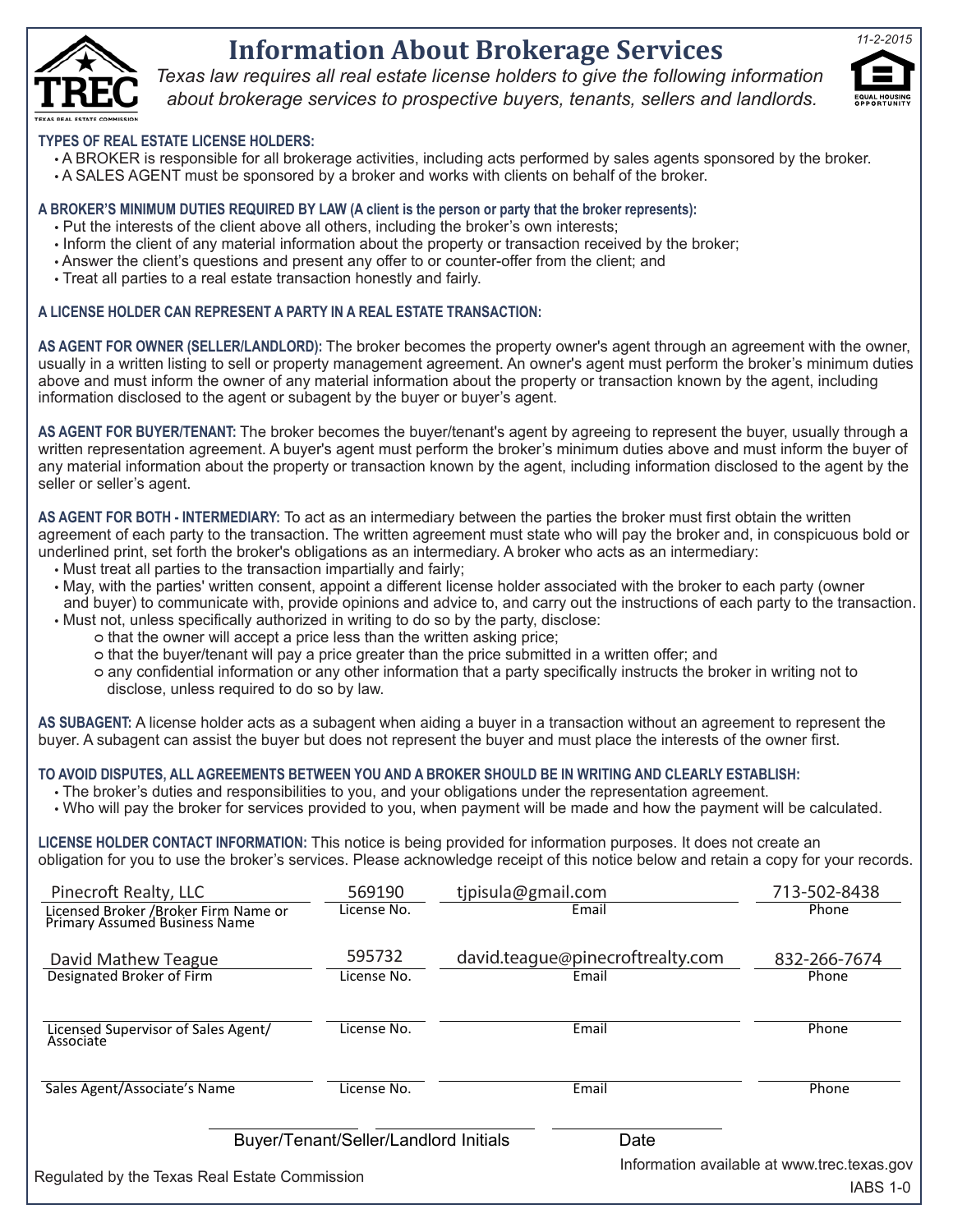# Information About Brokerage Services

*Texas law requires all real estate license holders to give the following information about brokerage services to prospective buyers, tenants, sellers and landlords.*

11-2-2015

**TYPES OF REAL ESTATE LICENSE HOLDERS:**

- A BROKER is responsible for all brokerage activities, including acts performed by sales agents sponsored by the broker.
- A SALES AGENT must be sponsored by a broker and works with clients on behalf of the broker.

**A BROKER'S MINIMUM DUTIES REQUIRED BY LAW (A client is the person or party that the broker represents):**

- Put the interests of the client above all others, including the broker's own interests;
- Inform the client of any material information about the property or transaction received by the broker;
- Answer the client's questions and present any offer to or counter-offer from the client; and
- Treat all parties to a real estate transaction honestly and fairly.

**A LICENSE HOLDER CAN REPRESENT A PARTY IN A REAL ESTATE TRANSACTION:**

**AS AGENT FOR OWNER (SELLER/LANDLORD):** The broker becomes the property owner's agent through an agreement with the owner, usually in a written listing to sell or property management agreement. An owner's agent must perform the broker's minimum duties above and must inform the owner of any material information about the property or transaction known by the agent, including information disclosed to the agent or subagent by the buyer or buyer's agent.

**AS AGENT FOR BUYER/TENANT:** The broker becomes the buyer/tenant's agent by agreeing to represent the buyer, usually through a written representation agreement. A buyer's agent must perform the broker's minimum duties above and must inform the buyer of any material information about the property or transaction known by the agent, including information disclosed to the agent by the seller or seller's agent.

**AS AGENT FOR BOTH - INTERMEDIARY:** To act as an intermediary between the parties the broker must first obtain the written agreement of each party to the transaction. The written agreement must state who will pay the broker and, in conspicuous bold or underlined print, set forth the broker's obligations as an intermediary. A broker who acts as an intermediary:

- Must treat all parties to the transaction impartially and fairly;
- May, with the parties' written consent, appoint a different license holder associated with the broker to each party (owner and buyer) to communicate with, provide opinions and advice to, and carry out the instructions of each party to the transaction.
- Must not, unless specifically authorized in writing to do so by the party, disclose:
  - that the owner will accept a price less than the written asking price;
  - that the buyer/tenant will pay a price greater than the price submitted in a written offer; and
  - any confidential information or any other information that a party specifically instructs the broker in writing not to disclose, unless required to do so by law.

**AS SUBAGENT:** A license holder acts as a subagent when aiding a buyer in a transaction without an agreement to represent the buyer. A subagent can assist the buyer but does not represent the buyer and must place the interests of the owner first.

**TO AVOID DISPUTES, ALL AGREEMENTS BETWEEN YOU AND A BROKER SHOULD BE IN WRITING AND CLEARLY ESTABLISH:**

- The broker's duties and responsibilities to you, and your obligations under the representation agreement.
- Who will pay the broker for services provided to you, when payment will be made and how the payment will be calculated.

**LICENSE HOLDER CONTACT INFORMATION:** This notice is being provided for information purposes. It does not create an obligation for you to use the broker's services. Please acknowledge receipt of this notice below and retain a copy for your records.

| Name | License No. | Email | Phone |
|---|---|---|---|
| Pinecroft Realty, LLC<br>Licensed Broker /Broker Firm Name or Primary Assumed Business Name | 569190 | tjpisula@gmail.com | 713-502-8438 |
| David Mathew Teague<br>Designated Broker of Firm | 595732 | david.teague@pinecroftrealty.com | 832-266-7674 |
| Licensed Supervisor of Sales Agent/ Associate | | | |
| Sales Agent/Associate's Name | | | |

Buyer/Tenant/Seller/Landlord Initials ____ ____ Date ____

Regulated by the Texas Real Estate Commission

Information available at www.trec.texas.gov

IABS 1-0